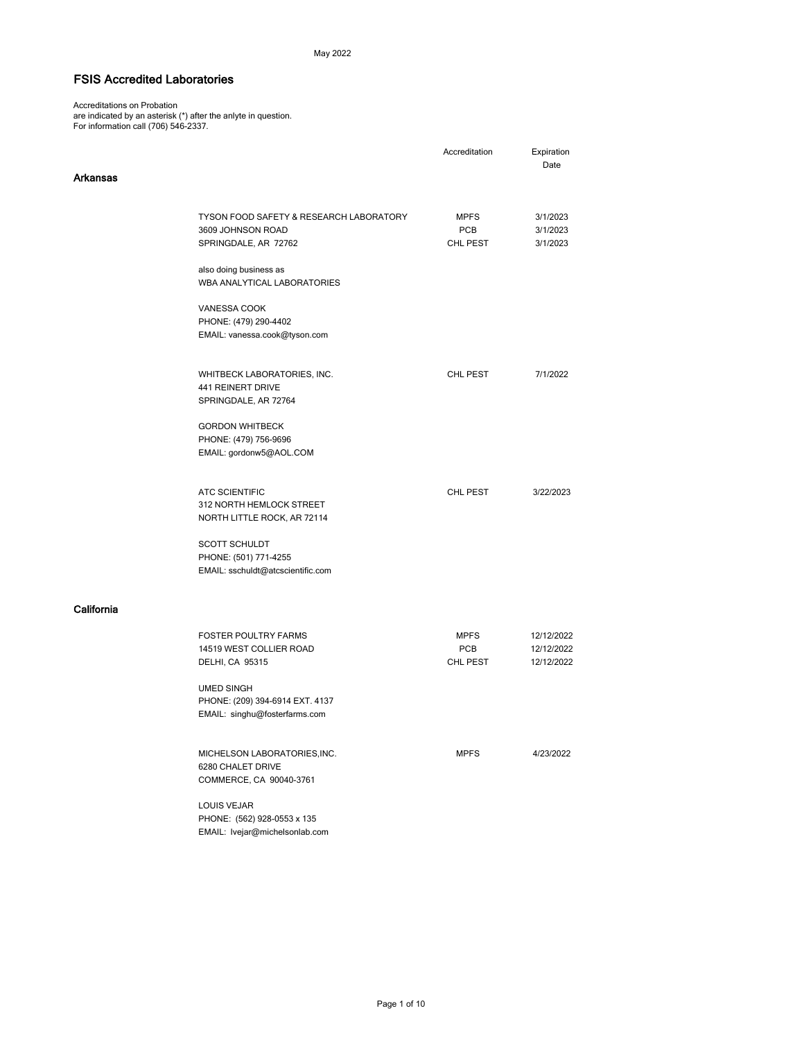May 2022

# FSIS Accredited Laboratories

Accreditations on Probation
are indicated by an asterisk (*) after the anlyte in question.
For information call (706) 546-2337.

| | Laboratory | Accreditation | Expiration Date |
|---|---|---|---|
| **Arkansas** | | | |
| | TYSON FOOD SAFETY & RESEARCH LABORATORY | MPFS | 3/1/2023 |
| | 3609 JOHNSON ROAD | PCB | 3/1/2023 |
| | SPRINGDALE, AR 72762 | CHL PEST | 3/1/2023 |
| | also doing business as | | |
| | WBA ANALYTICAL LABORATORIES | | |
| | VANESSA COOK | | |
| | PHONE: (479) 290-4402 | | |
| | EMAIL: vanessa.cook@tyson.com | | |
| | WHITBECK LABORATORIES, INC. | CHL PEST | 7/1/2022 |
| | 441 REINERT DRIVE | | |
| | SPRINGDALE, AR 72764 | | |
| | GORDON WHITBECK | | |
| | PHONE: (479) 756-9696 | | |
| | EMAIL: gordonw5@AOL.COM | | |
| | ATC SCIENTIFIC | CHL PEST | 3/22/2023 |
| | 312 NORTH HEMLOCK STREET | | |
| | NORTH LITTLE ROCK, AR 72114 | | |
| | SCOTT SCHULDT | | |
| | PHONE: (501) 771-4255 | | |
| | EMAIL: sschuldt@atcscientific.com | | |
| **California** | | | |
| | FOSTER POULTRY FARMS | MPFS | 12/12/2022 |
| | 14519 WEST COLLIER ROAD | PCB | 12/12/2022 |
| | DELHI, CA 95315 | CHL PEST | 12/12/2022 |
| | UMED SINGH | | |
| | PHONE: (209) 394-6914 EXT. 4137 | | |
| | EMAIL: singhu@fosterfarms.com | | |
| | MICHELSON LABORATORIES,INC. | MPFS | 4/23/2022 |
| | 6280 CHALET DRIVE | | |
| | COMMERCE, CA 90040-3761 | | |
| | LOUIS VEJAR | | |
| | PHONE: (562) 928-0553 x 135 | | |
| | EMAIL: lvejar@michelsonlab.com | | |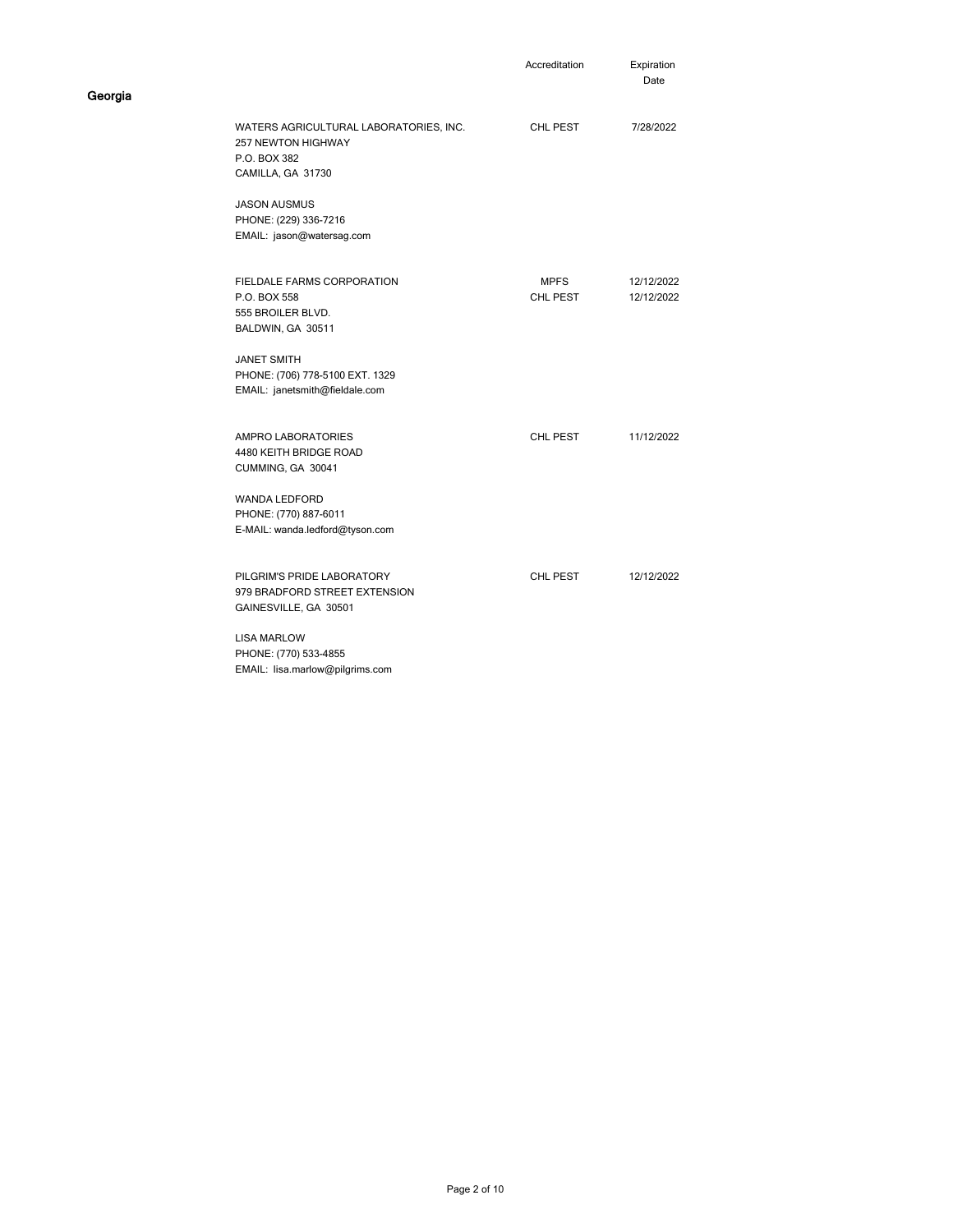## Georgia

| Laboratory | Accreditation | Expiration Date |
|---|---|---|
| WATERS AGRICULTURAL LABORATORIES, INC.<br>257 NEWTON HIGHWAY<br>P.O. BOX 382<br>CAMILLA, GA 31730<br><br>JASON AUSMUS<br>PHONE: (229) 336-7216<br>EMAIL: jason@watersag.com | CHL PEST | 7/28/2022 |
| FIELDALE FARMS CORPORATION<br>P.O. BOX 558<br>555 BROILER BLVD.<br>BALDWIN, GA 30511<br><br>JANET SMITH<br>PHONE: (706) 778-5100 EXT. 1329<br>EMAIL: janetsmith@fieldale.com | MPFS<br>CHL PEST | 12/12/2022<br>12/12/2022 |
| AMPRO LABORATORIES<br>4480 KEITH BRIDGE ROAD<br>CUMMING, GA 30041<br><br>WANDA LEDFORD<br>PHONE: (770) 887-6011<br>E-MAIL: wanda.ledford@tyson.com | CHL PEST | 11/12/2022 |
| PILGRIM'S PRIDE LABORATORY<br>979 BRADFORD STREET EXTENSION<br>GAINESVILLE, GA 30501<br><br>LISA MARLOW<br>PHONE: (770) 533-4855<br>EMAIL: lisa.marlow@pilgrims.com | CHL PEST | 12/12/2022 |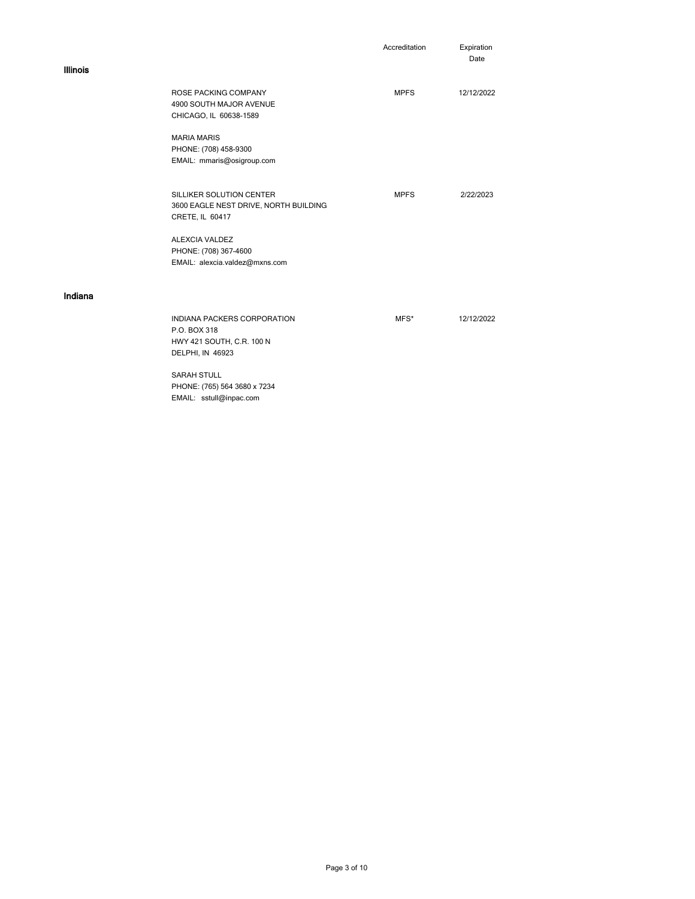| | | Accreditation | Expiration Date |
|---|---|---|---|
| **Illinois** | | | |
| | ROSE PACKING COMPANY<br>4900 SOUTH MAJOR AVENUE<br>CHICAGO, IL 60638-1589<br><br>MARIA MARIS<br>PHONE: (708) 458-9300<br>EMAIL: mmaris@osigroup.com | MPFS | 12/12/2022 |
| | SILLIKER SOLUTION CENTER<br>3600 EAGLE NEST DRIVE, NORTH BUILDING<br>CRETE, IL 60417<br><br>ALEXCIA VALDEZ<br>PHONE: (708) 367-4600<br>EMAIL: alexcia.valdez@mxns.com | MPFS | 2/22/2023 |
| **Indiana** | | | |
| | INDIANA PACKERS CORPORATION<br>P.O. BOX 318<br>HWY 421 SOUTH, C.R. 100 N<br>DELPHI, IN 46923<br><br>SARAH STULL<br>PHONE: (765) 564 3680 x 7234<br>EMAIL: sstull@inpac.com | MFS* | 12/12/2022 |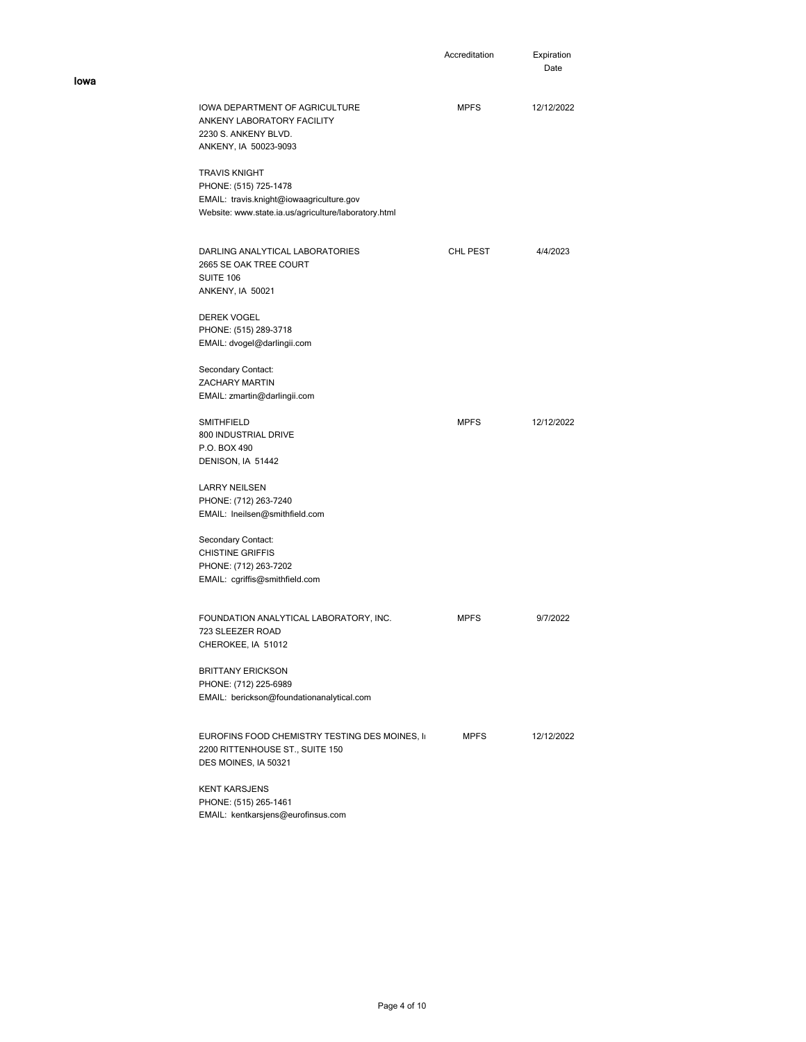## Iowa

| | Accreditation | Expiration Date |
|---|---|---|
| IOWA DEPARTMENT OF AGRICULTURE<br>ANKENY LABORATORY FACILITY<br>2230 S. ANKENY BLVD.<br>ANKENY, IA 50023-9093<br><br>TRAVIS KNIGHT<br>PHONE: (515) 725-1478<br>EMAIL: travis.knight@iowaagriculture.gov<br>Website: www.state.ia.us/agriculture/laboratory.html | MPFS | 12/12/2022 |
| DARLING ANALYTICAL LABORATORIES<br>2665 SE OAK TREE COURT<br>SUITE 106<br>ANKENY, IA 50021<br><br>DEREK VOGEL<br>PHONE: (515) 289-3718<br>EMAIL: dvogel@darlingii.com<br><br>Secondary Contact:<br>ZACHARY MARTIN<br>EMAIL: zmartin@darlingii.com | CHL PEST | 4/4/2023 |
| SMITHFIELD<br>800 INDUSTRIAL DRIVE<br>P.O. BOX 490<br>DENISON, IA 51442<br><br>LARRY NEILSEN<br>PHONE: (712) 263-7240<br>EMAIL: lneilsen@smithfield.com<br><br>Secondary Contact:<br>CHISTINE GRIFFIS<br>PHONE: (712) 263-7202<br>EMAIL: cgriffis@smithfield.com | MPFS | 12/12/2022 |
| FOUNDATION ANALYTICAL LABORATORY, INC.<br>723 SLEEZER ROAD<br>CHEROKEE, IA 51012<br><br>BRITTANY ERICKSON<br>PHONE: (712) 225-6989<br>EMAIL: berickson@foundationanalytical.com | MPFS | 9/7/2022 |
| EUROFINS FOOD CHEMISTRY TESTING DES MOINES, I<br>2200 RITTENHOUSE ST., SUITE 150<br>DES MOINES, IA 50321<br><br>KENT KARSJENS<br>PHONE: (515) 265-1461<br>EMAIL: kentkarsjens@eurofinsus.com | MPFS | 12/12/2022 |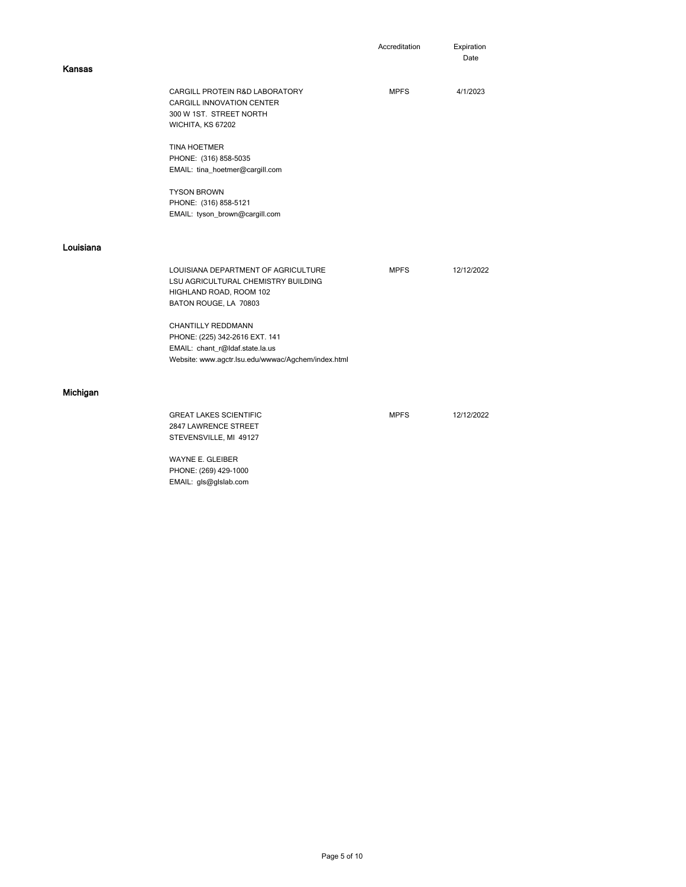| | | Accreditation | Expiration Date |
|---|---|---|---|
| **Kansas** | | | |
| | CARGILL PROTEIN R&D LABORATORY<br>CARGILL INNOVATION CENTER<br>300 W 1ST. STREET NORTH<br>WICHITA, KS 67202<br><br>TINA HOETMER<br>PHONE: (316) 858-5035<br>EMAIL: tina_hoetmer@cargill.com<br><br>TYSON BROWN<br>PHONE: (316) 858-5121<br>EMAIL: tyson_brown@cargill.com | MPFS | 4/1/2023 |
| **Louisiana** | | | |
| | LOUISIANA DEPARTMENT OF AGRICULTURE<br>LSU AGRICULTURAL CHEMISTRY BUILDING<br>HIGHLAND ROAD, ROOM 102<br>BATON ROUGE, LA 70803<br><br>CHANTILLY REDDMANN<br>PHONE: (225) 342-2616 EXT. 141<br>EMAIL: chant_r@ldaf.state.la.us<br>Website: www.agctr.lsu.edu/wwwac/Agchem/index.html | MPFS | 12/12/2022 |
| **Michigan** | | | |
| | GREAT LAKES SCIENTIFIC<br>2847 LAWRENCE STREET<br>STEVENSVILLE, MI 49127<br><br>WAYNE E. GLEIBER<br>PHONE: (269) 429-1000<br>EMAIL: gls@glslab.com | MPFS | 12/12/2022 |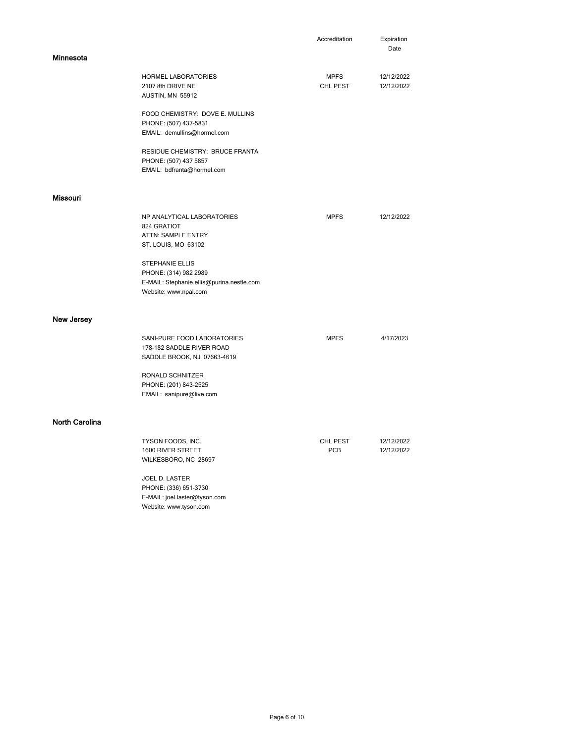| | | Accreditation | Expiration Date |
|---|---|---|---|
| **Minnesota** | | | |
| | HORMEL LABORATORIES<br>2107 8th DRIVE NE<br>AUSTIN, MN 55912<br><br>FOOD CHEMISTRY: DOVE E. MULLINS<br>PHONE: (507) 437-5831<br>EMAIL: demullins@hormel.com<br><br>RESIDUE CHEMISTRY: BRUCE FRANTA<br>PHONE: (507) 437 5857<br>EMAIL: bdfranta@hormel.com | MPFS<br>CHL PEST | 12/12/2022<br>12/12/2022 |
| **Missouri** | | | |
| | NP ANALYTICAL LABORATORIES<br>824 GRATIOT<br>ATTN: SAMPLE ENTRY<br>ST. LOUIS, MO 63102<br><br>STEPHANIE ELLIS<br>PHONE: (314) 982 2989<br>E-MAIL: Stephanie.ellis@purina.nestle.com<br>Website: www.npal.com | MPFS | 12/12/2022 |
| **New Jersey** | | | |
| | SANI-PURE FOOD LABORATORIES<br>178-182 SADDLE RIVER ROAD<br>SADDLE BROOK, NJ 07663-4619<br><br>RONALD SCHNITZER<br>PHONE: (201) 843-2525<br>EMAIL: sanipure@live.com | MPFS | 4/17/2023 |
| **North Carolina** | | | |
| | TYSON FOODS, INC.<br>1600 RIVER STREET<br>WILKESBORO, NC 28697<br><br>JOEL D. LASTER<br>PHONE: (336) 651-3730<br>E-MAIL: joel.laster@tyson.com<br>Website: www.tyson.com | CHL PEST<br>PCB | 12/12/2022<br>12/12/2022 |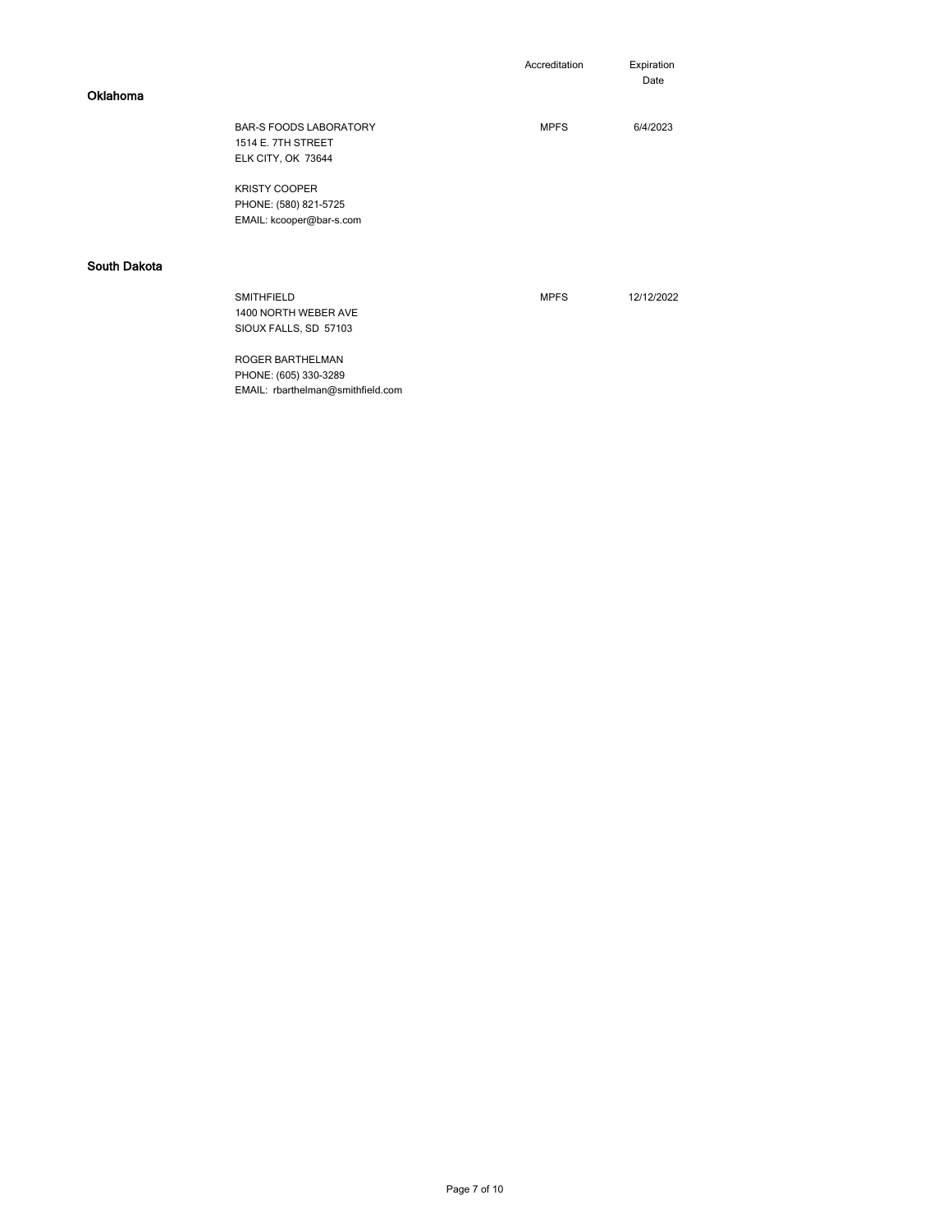| | | Accreditation | Expiration Date |
|---|---|---|---|
| **Oklahoma** | | | |
| | BAR-S FOODS LABORATORY<br>1514 E. 7TH STREET<br>ELK CITY, OK 73644<br><br>KRISTY COOPER<br>PHONE: (580) 821-5725<br>EMAIL: kcooper@bar-s.com | MPFS | 6/4/2023 |
| **South Dakota** | | | |
| | SMITHFIELD<br>1400 NORTH WEBER AVE<br>SIOUX FALLS, SD 57103<br><br>ROGER BARTHELMAN<br>PHONE: (605) 330-3289<br>EMAIL: rbarthelman@smithfield.com | MPFS | 12/12/2022 |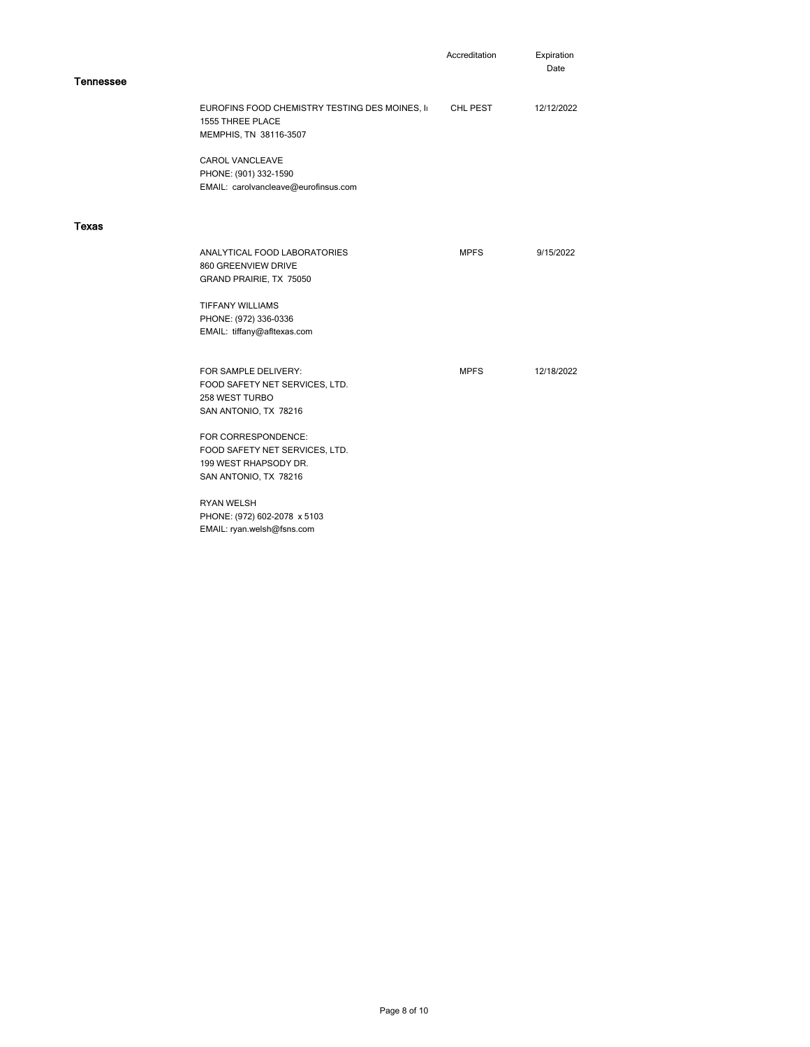| | | Accreditation | Expiration Date |
|---|---|---|---|
| **Tennessee** | | | |
| | EUROFINS FOOD CHEMISTRY TESTING DES MOINES, I<br>1555 THREE PLACE<br>MEMPHIS, TN 38116-3507<br><br>CAROL VANCLEAVE<br>PHONE: (901) 332-1590<br>EMAIL: carolvancleave@eurofinsus.com | CHL PEST | 12/12/2022 |
| **Texas** | | | |
| | ANALYTICAL FOOD LABORATORIES<br>860 GREENVIEW DRIVE<br>GRAND PRAIRIE, TX 75050<br><br>TIFFANY WILLIAMS<br>PHONE: (972) 336-0336<br>EMAIL: tiffany@afltexas.com | MPFS | 9/15/2022 |
| | FOR SAMPLE DELIVERY:<br>FOOD SAFETY NET SERVICES, LTD.<br>258 WEST TURBO<br>SAN ANTONIO, TX 78216<br><br>FOR CORRESPONDENCE:<br>FOOD SAFETY NET SERVICES, LTD.<br>199 WEST RHAPSODY DR.<br>SAN ANTONIO, TX 78216<br><br>RYAN WELSH<br>PHONE: (972) 602-2078 x 5103<br>EMAIL: ryan.welsh@fsns.com | MPFS | 12/18/2022 |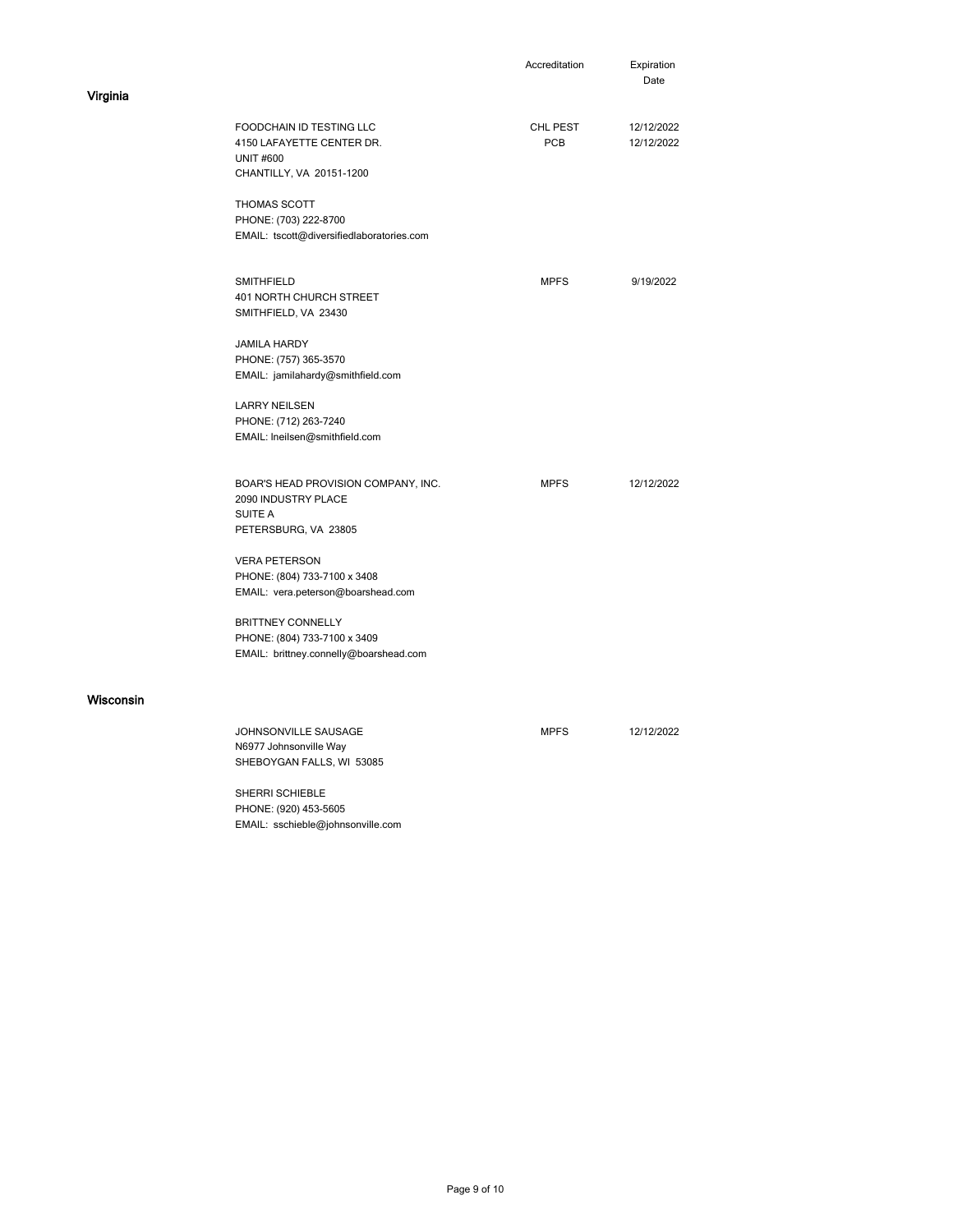## Virginia

| | Accreditation | Expiration Date |
|---|---|---|
| FOODCHAIN ID TESTING LLC<br>4150 LAFAYETTE CENTER DR.<br>UNIT #600<br>CHANTILLY, VA 20151-1200<br><br>THOMAS SCOTT<br>PHONE: (703) 222-8700<br>EMAIL: tscott@diversifiedlaboratories.com | CHL PEST<br>PCB | 12/12/2022<br>12/12/2022 |
| SMITHFIELD<br>401 NORTH CHURCH STREET<br>SMITHFIELD, VA 23430<br><br>JAMILA HARDY<br>PHONE: (757) 365-3570<br>EMAIL: jamilahardy@smithfield.com<br><br>LARRY NEILSEN<br>PHONE: (712) 263-7240<br>EMAIL: lneilsen@smithfield.com | MPFS | 9/19/2022 |
| BOAR'S HEAD PROVISION COMPANY, INC.<br>2090 INDUSTRY PLACE<br>SUITE A<br>PETERSBURG, VA 23805<br><br>VERA PETERSON<br>PHONE: (804) 733-7100 x 3408<br>EMAIL: vera.peterson@boarshead.com<br><br>BRITTNEY CONNELLY<br>PHONE: (804) 733-7100 x 3409<br>EMAIL: brittney.connelly@boarshead.com | MPFS | 12/12/2022 |

## Wisconsin

| | Accreditation | Expiration Date |
|---|---|---|
| JOHNSONVILLE SAUSAGE<br>N6977 Johnsonville Way<br>SHEBOYGAN FALLS, WI 53085<br><br>SHERRI SCHIEBLE<br>PHONE: (920) 453-5605<br>EMAIL: sschieble@johnsonville.com | MPFS | 12/12/2022 |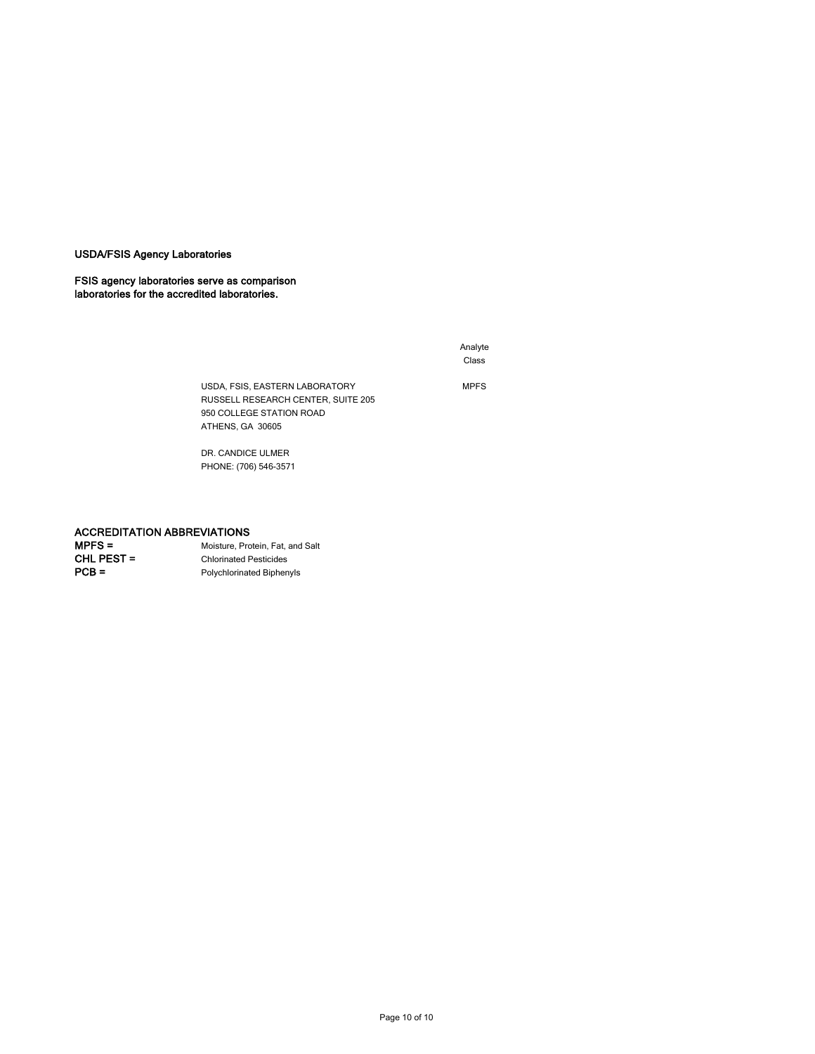**USDA/FSIS Agency Laboratories**

**FSIS agency laboratories serve as comparison laboratories for the accredited laboratories.**

| | Analyte Class |
|---|---|
| USDA, FSIS, EASTERN LABORATORY<br>RUSSELL RESEARCH CENTER, SUITE 205<br>950 COLLEGE STATION ROAD<br>ATHENS, GA 30605<br><br>DR. CANDICE ULMER<br>PHONE: (706) 546-3571 | MPFS |

**ACCREDITATION ABBREVIATIONS**

**MPFS =** Moisture, Protein, Fat, and Salt
**CHL PEST =** Chlorinated Pesticides
**PCB =** Polychlorinated Biphenyls